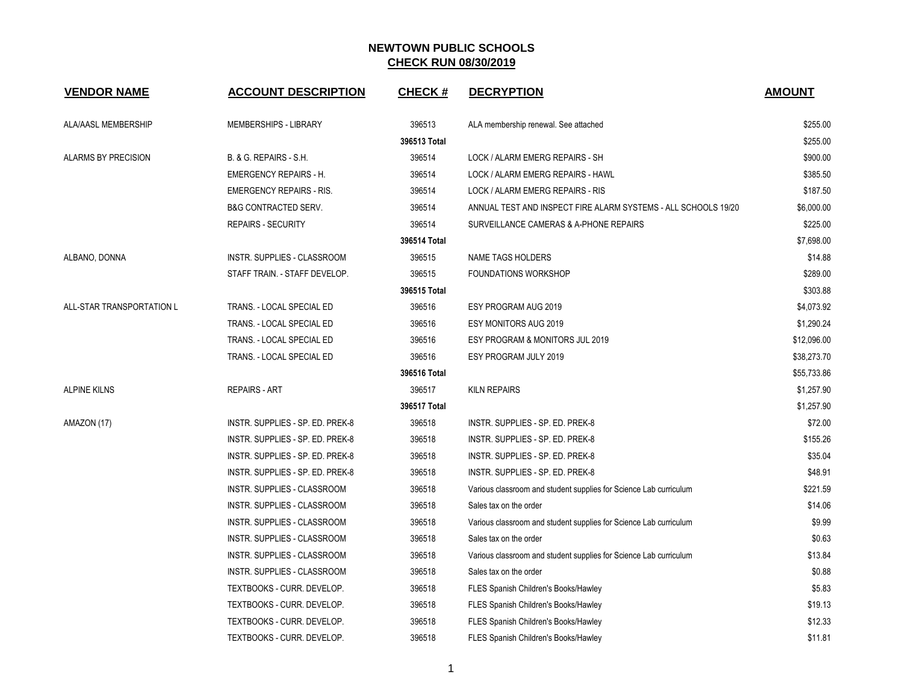# NEWTOWN PUBLIC SCHOOLS

## CHECK RUN 08/30/2019

| VENDOR NAME | ACCOUNT DESCRIPTION | CHECK # | DECRYPTION | AMOUNT |
|---|---|---|---|---|
| ALA/AASL MEMBERSHIP | MEMBERSHIPS - LIBRARY | 396513 | ALA membership renewal. See attached | $255.00 |
| | | 396513 Total | | $255.00 |
| ALARMS BY PRECISION | B. & G. REPAIRS - S.H. | 396514 | LOCK / ALARM EMERG REPAIRS - SH | $900.00 |
| | EMERGENCY REPAIRS - H. | 396514 | LOCK / ALARM EMERG REPAIRS - HAWL | $385.50 |
| | EMERGENCY REPAIRS - RIS. | 396514 | LOCK / ALARM EMERG REPAIRS - RIS | $187.50 |
| | B&G CONTRACTED SERV. | 396514 | ANNUAL TEST AND INSPECT FIRE ALARM SYSTEMS - ALL SCHOOLS 19/20 | $6,000.00 |
| | REPAIRS - SECURITY | 396514 | SURVEILLANCE CAMERAS & A-PHONE REPAIRS | $225.00 |
| | | 396514 Total | | $7,698.00 |
| ALBANO, DONNA | INSTR. SUPPLIES - CLASSROOM | 396515 | NAME TAGS HOLDERS | $14.88 |
| | STAFF TRAIN. - STAFF DEVELOP. | 396515 | FOUNDATIONS WORKSHOP | $289.00 |
| | | 396515 Total | | $303.88 |
| ALL-STAR TRANSPORTATION L | TRANS. - LOCAL SPECIAL ED | 396516 | ESY PROGRAM AUG 2019 | $4,073.92 |
| | TRANS. - LOCAL SPECIAL ED | 396516 | ESY MONITORS AUG 2019 | $1,290.24 |
| | TRANS. - LOCAL SPECIAL ED | 396516 | ESY PROGRAM & MONITORS JUL 2019 | $12,096.00 |
| | TRANS. - LOCAL SPECIAL ED | 396516 | ESY PROGRAM JULY 2019 | $38,273.70 |
| | | 396516 Total | | $55,733.86 |
| ALPINE KILNS | REPAIRS - ART | 396517 | KILN REPAIRS | $1,257.90 |
| | | 396517 Total | | $1,257.90 |
| AMAZON (17) | INSTR. SUPPLIES - SP. ED. PREK-8 | 396518 | INSTR. SUPPLIES - SP. ED. PREK-8 | $72.00 |
| | INSTR. SUPPLIES - SP. ED. PREK-8 | 396518 | INSTR. SUPPLIES - SP. ED. PREK-8 | $155.26 |
| | INSTR. SUPPLIES - SP. ED. PREK-8 | 396518 | INSTR. SUPPLIES - SP. ED. PREK-8 | $35.04 |
| | INSTR. SUPPLIES - SP. ED. PREK-8 | 396518 | INSTR. SUPPLIES - SP. ED. PREK-8 | $48.91 |
| | INSTR. SUPPLIES - CLASSROOM | 396518 | Various classroom and student supplies for Science Lab curriculum | $221.59 |
| | INSTR. SUPPLIES - CLASSROOM | 396518 | Sales tax on the order | $14.06 |
| | INSTR. SUPPLIES - CLASSROOM | 396518 | Various classroom and student supplies for Science Lab curriculum | $9.99 |
| | INSTR. SUPPLIES - CLASSROOM | 396518 | Sales tax on the order | $0.63 |
| | INSTR. SUPPLIES - CLASSROOM | 396518 | Various classroom and student supplies for Science Lab curriculum | $13.84 |
| | INSTR. SUPPLIES - CLASSROOM | 396518 | Sales tax on the order | $0.88 |
| | TEXTBOOKS - CURR. DEVELOP. | 396518 | FLES Spanish Children's Books/Hawley | $5.83 |
| | TEXTBOOKS - CURR. DEVELOP. | 396518 | FLES Spanish Children's Books/Hawley | $19.13 |
| | TEXTBOOKS - CURR. DEVELOP. | 396518 | FLES Spanish Children's Books/Hawley | $12.33 |
| | TEXTBOOKS - CURR. DEVELOP. | 396518 | FLES Spanish Children's Books/Hawley | $11.81 |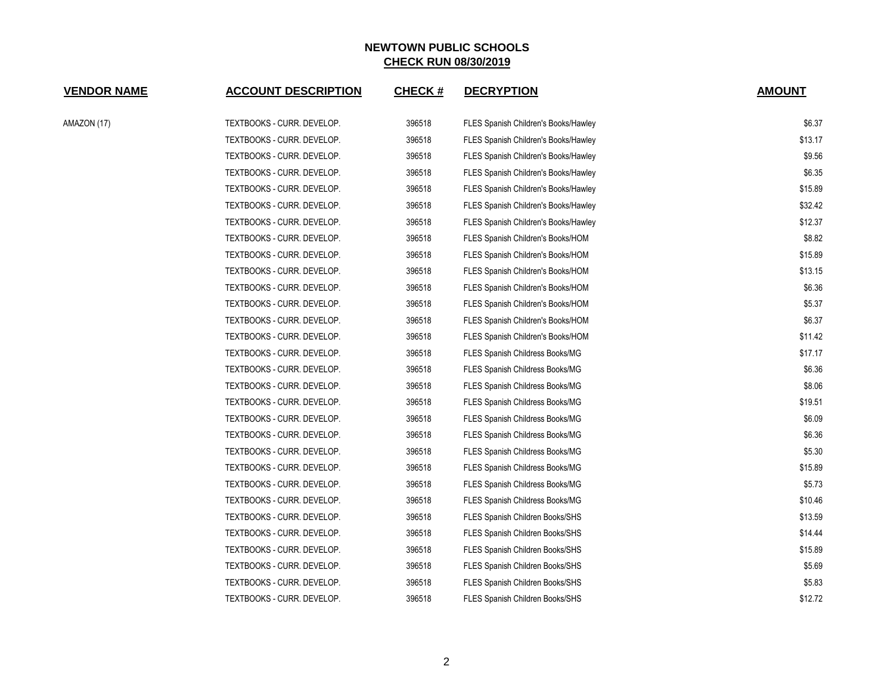# NEWTOWN PUBLIC SCHOOLS
## CHECK RUN 08/30/2019

| VENDOR NAME | ACCOUNT DESCRIPTION | CHECK # | DECRYPTION | AMOUNT |
|---|---|---|---|---|
| AMAZON (17) | TEXTBOOKS - CURR. DEVELOP. | 396518 | FLES Spanish Children's Books/Hawley | $6.37 |
| | TEXTBOOKS - CURR. DEVELOP. | 396518 | FLES Spanish Children's Books/Hawley | $13.17 |
| | TEXTBOOKS - CURR. DEVELOP. | 396518 | FLES Spanish Children's Books/Hawley | $9.56 |
| | TEXTBOOKS - CURR. DEVELOP. | 396518 | FLES Spanish Children's Books/Hawley | $6.35 |
| | TEXTBOOKS - CURR. DEVELOP. | 396518 | FLES Spanish Children's Books/Hawley | $15.89 |
| | TEXTBOOKS - CURR. DEVELOP. | 396518 | FLES Spanish Children's Books/Hawley | $32.42 |
| | TEXTBOOKS - CURR. DEVELOP. | 396518 | FLES Spanish Children's Books/Hawley | $12.37 |
| | TEXTBOOKS - CURR. DEVELOP. | 396518 | FLES Spanish Children's Books/HOM | $8.82 |
| | TEXTBOOKS - CURR. DEVELOP. | 396518 | FLES Spanish Children's Books/HOM | $15.89 |
| | TEXTBOOKS - CURR. DEVELOP. | 396518 | FLES Spanish Children's Books/HOM | $13.15 |
| | TEXTBOOKS - CURR. DEVELOP. | 396518 | FLES Spanish Children's Books/HOM | $6.36 |
| | TEXTBOOKS - CURR. DEVELOP. | 396518 | FLES Spanish Children's Books/HOM | $5.37 |
| | TEXTBOOKS - CURR. DEVELOP. | 396518 | FLES Spanish Children's Books/HOM | $6.37 |
| | TEXTBOOKS - CURR. DEVELOP. | 396518 | FLES Spanish Children's Books/HOM | $11.42 |
| | TEXTBOOKS - CURR. DEVELOP. | 396518 | FLES Spanish Childress Books/MG | $17.17 |
| | TEXTBOOKS - CURR. DEVELOP. | 396518 | FLES Spanish Childress Books/MG | $6.36 |
| | TEXTBOOKS - CURR. DEVELOP. | 396518 | FLES Spanish Childress Books/MG | $8.06 |
| | TEXTBOOKS - CURR. DEVELOP. | 396518 | FLES Spanish Childress Books/MG | $19.51 |
| | TEXTBOOKS - CURR. DEVELOP. | 396518 | FLES Spanish Childress Books/MG | $6.09 |
| | TEXTBOOKS - CURR. DEVELOP. | 396518 | FLES Spanish Childress Books/MG | $6.36 |
| | TEXTBOOKS - CURR. DEVELOP. | 396518 | FLES Spanish Childress Books/MG | $5.30 |
| | TEXTBOOKS - CURR. DEVELOP. | 396518 | FLES Spanish Childress Books/MG | $15.89 |
| | TEXTBOOKS - CURR. DEVELOP. | 396518 | FLES Spanish Childress Books/MG | $5.73 |
| | TEXTBOOKS - CURR. DEVELOP. | 396518 | FLES Spanish Childress Books/MG | $10.46 |
| | TEXTBOOKS - CURR. DEVELOP. | 396518 | FLES Spanish Children Books/SHS | $13.59 |
| | TEXTBOOKS - CURR. DEVELOP. | 396518 | FLES Spanish Children Books/SHS | $14.44 |
| | TEXTBOOKS - CURR. DEVELOP. | 396518 | FLES Spanish Children Books/SHS | $15.89 |
| | TEXTBOOKS - CURR. DEVELOP. | 396518 | FLES Spanish Children Books/SHS | $5.69 |
| | TEXTBOOKS - CURR. DEVELOP. | 396518 | FLES Spanish Children Books/SHS | $5.83 |
| | TEXTBOOKS - CURR. DEVELOP. | 396518 | FLES Spanish Children Books/SHS | $12.72 |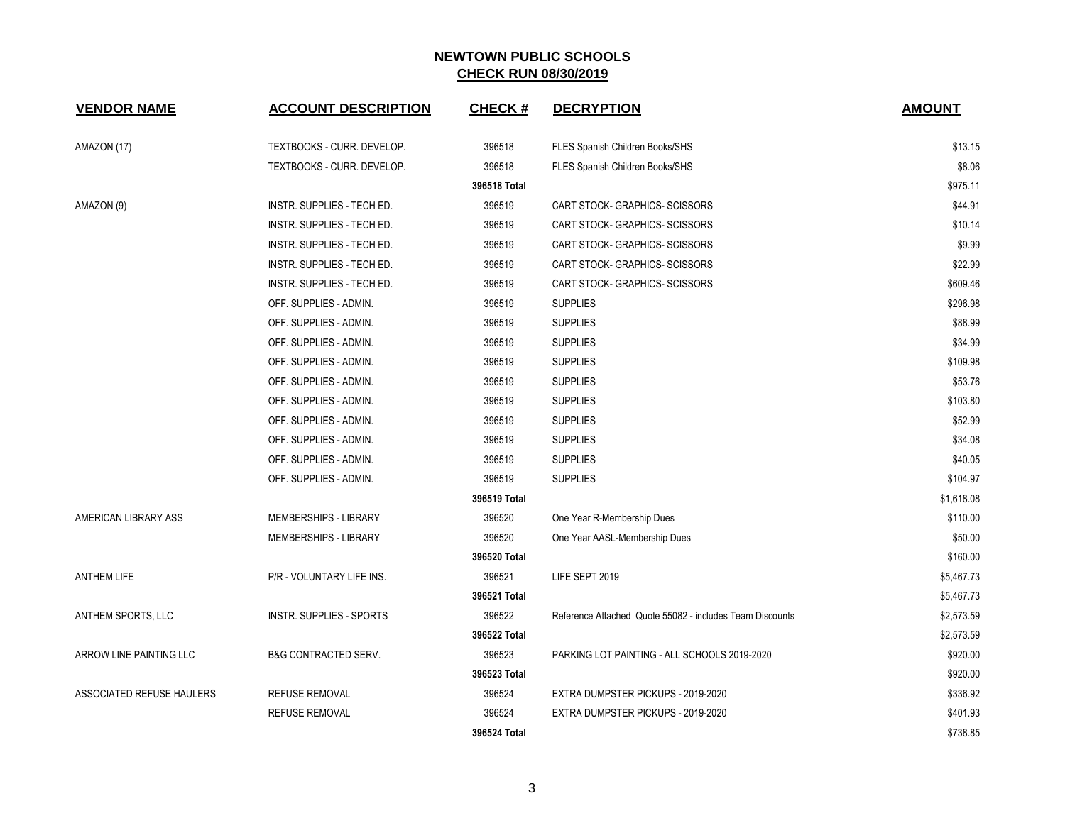**NEWTOWN PUBLIC SCHOOLS**
**CHECK RUN 08/30/2019**

| VENDOR NAME | ACCOUNT DESCRIPTION | CHECK # | DECRYPTION | AMOUNT |
|---|---|---|---|---|
| AMAZON (17) | TEXTBOOKS - CURR. DEVELOP. | 396518 | FLES Spanish Children Books/SHS | $13.15 |
| | TEXTBOOKS - CURR. DEVELOP. | 396518 | FLES Spanish Children Books/SHS | $8.06 |
| | | **396518 Total** | | $975.11 |
| AMAZON (9) | INSTR. SUPPLIES - TECH ED. | 396519 | CART STOCK- GRAPHICS- SCISSORS | $44.91 |
| | INSTR. SUPPLIES - TECH ED. | 396519 | CART STOCK- GRAPHICS- SCISSORS | $10.14 |
| | INSTR. SUPPLIES - TECH ED. | 396519 | CART STOCK- GRAPHICS- SCISSORS | $9.99 |
| | INSTR. SUPPLIES - TECH ED. | 396519 | CART STOCK- GRAPHICS- SCISSORS | $22.99 |
| | INSTR. SUPPLIES - TECH ED. | 396519 | CART STOCK- GRAPHICS- SCISSORS | $609.46 |
| | OFF. SUPPLIES - ADMIN. | 396519 | SUPPLIES | $296.98 |
| | OFF. SUPPLIES - ADMIN. | 396519 | SUPPLIES | $88.99 |
| | OFF. SUPPLIES - ADMIN. | 396519 | SUPPLIES | $34.99 |
| | OFF. SUPPLIES - ADMIN. | 396519 | SUPPLIES | $109.98 |
| | OFF. SUPPLIES - ADMIN. | 396519 | SUPPLIES | $53.76 |
| | OFF. SUPPLIES - ADMIN. | 396519 | SUPPLIES | $103.80 |
| | OFF. SUPPLIES - ADMIN. | 396519 | SUPPLIES | $52.99 |
| | OFF. SUPPLIES - ADMIN. | 396519 | SUPPLIES | $34.08 |
| | OFF. SUPPLIES - ADMIN. | 396519 | SUPPLIES | $40.05 |
| | OFF. SUPPLIES - ADMIN. | 396519 | SUPPLIES | $104.97 |
| | | **396519 Total** | | $1,618.08 |
| AMERICAN LIBRARY ASS | MEMBERSHIPS - LIBRARY | 396520 | One Year R-Membership Dues | $110.00 |
| | MEMBERSHIPS - LIBRARY | 396520 | One Year AASL-Membership Dues | $50.00 |
| | | **396520 Total** | | $160.00 |
| ANTHEM LIFE | P/R - VOLUNTARY LIFE INS. | 396521 | LIFE SEPT 2019 | $5,467.73 |
| | | **396521 Total** | | $5,467.73 |
| ANTHEM SPORTS, LLC | INSTR. SUPPLIES - SPORTS | 396522 | Reference Attached Quote 55082 - includes Team Discounts | $2,573.59 |
| | | **396522 Total** | | $2,573.59 |
| ARROW LINE PAINTING LLC | B&G CONTRACTED SERV. | 396523 | PARKING LOT PAINTING - ALL SCHOOLS 2019-2020 | $920.00 |
| | | **396523 Total** | | $920.00 |
| ASSOCIATED REFUSE HAULERS | REFUSE REMOVAL | 396524 | EXTRA DUMPSTER PICKUPS - 2019-2020 | $336.92 |
| | REFUSE REMOVAL | 396524 | EXTRA DUMPSTER PICKUPS - 2019-2020 | $401.93 |
| | | **396524 Total** | | $738.85 |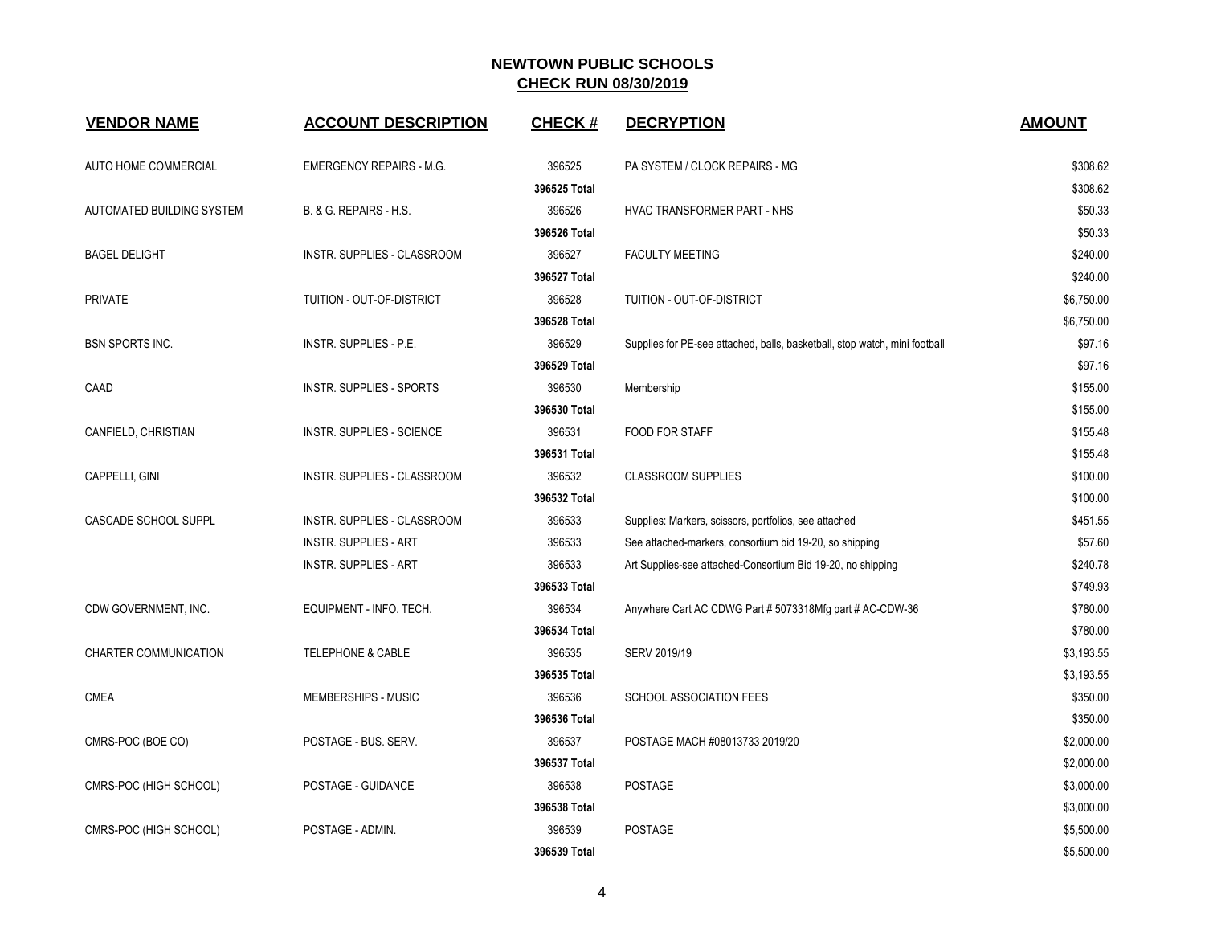# NEWTOWN PUBLIC SCHOOLS
## CHECK RUN 08/30/2019

| VENDOR NAME | ACCOUNT DESCRIPTION | CHECK # | DECRYPTION | AMOUNT |
|---|---|---|---|---|
| AUTO HOME COMMERCIAL | EMERGENCY REPAIRS - M.G. | 396525 | PA SYSTEM / CLOCK REPAIRS - MG | $308.62 |
| | | 396525 Total | | $308.62 |
| AUTOMATED BUILDING SYSTEM | B. & G. REPAIRS - H.S. | 396526 | HVAC TRANSFORMER PART - NHS | $50.33 |
| | | 396526 Total | | $50.33 |
| BAGEL DELIGHT | INSTR. SUPPLIES - CLASSROOM | 396527 | FACULTY MEETING | $240.00 |
| | | 396527 Total | | $240.00 |
| PRIVATE | TUITION - OUT-OF-DISTRICT | 396528 | TUITION - OUT-OF-DISTRICT | $6,750.00 |
| | | 396528 Total | | $6,750.00 |
| BSN SPORTS INC. | INSTR. SUPPLIES - P.E. | 396529 | Supplies for PE-see attached, balls, basketball, stop watch, mini football | $97.16 |
| | | 396529 Total | | $97.16 |
| CAAD | INSTR. SUPPLIES - SPORTS | 396530 | Membership | $155.00 |
| | | 396530 Total | | $155.00 |
| CANFIELD, CHRISTIAN | INSTR. SUPPLIES - SCIENCE | 396531 | FOOD FOR STAFF | $155.48 |
| | | 396531 Total | | $155.48 |
| CAPPELLI, GINI | INSTR. SUPPLIES - CLASSROOM | 396532 | CLASSROOM SUPPLIES | $100.00 |
| | | 396532 Total | | $100.00 |
| CASCADE SCHOOL SUPPL | INSTR. SUPPLIES - CLASSROOM | 396533 | Supplies: Markers, scissors, portfolios, see attached | $451.55 |
| | INSTR. SUPPLIES - ART | 396533 | See attached-markers, consortium bid 19-20, so shipping | $57.60 |
| | INSTR. SUPPLIES - ART | 396533 | Art Supplies-see attached-Consortium Bid 19-20, no shipping | $240.78 |
| | | 396533 Total | | $749.93 |
| CDW GOVERNMENT, INC. | EQUIPMENT - INFO. TECH. | 396534 | Anywhere Cart AC CDWG Part # 5073318Mfg part # AC-CDW-36 | $780.00 |
| | | 396534 Total | | $780.00 |
| CHARTER COMMUNICATION | TELEPHONE & CABLE | 396535 | SERV 2019/19 | $3,193.55 |
| | | 396535 Total | | $3,193.55 |
| CMEA | MEMBERSHIPS - MUSIC | 396536 | SCHOOL ASSOCIATION FEES | $350.00 |
| | | 396536 Total | | $350.00 |
| CMRS-POC (BOE CO) | POSTAGE - BUS. SERV. | 396537 | POSTAGE MACH #08013733 2019/20 | $2,000.00 |
| | | 396537 Total | | $2,000.00 |
| CMRS-POC (HIGH SCHOOL) | POSTAGE - GUIDANCE | 396538 | POSTAGE | $3,000.00 |
| | | 396538 Total | | $3,000.00 |
| CMRS-POC (HIGH SCHOOL) | POSTAGE - ADMIN. | 396539 | POSTAGE | $5,500.00 |
| | | 396539 Total | | $5,500.00 |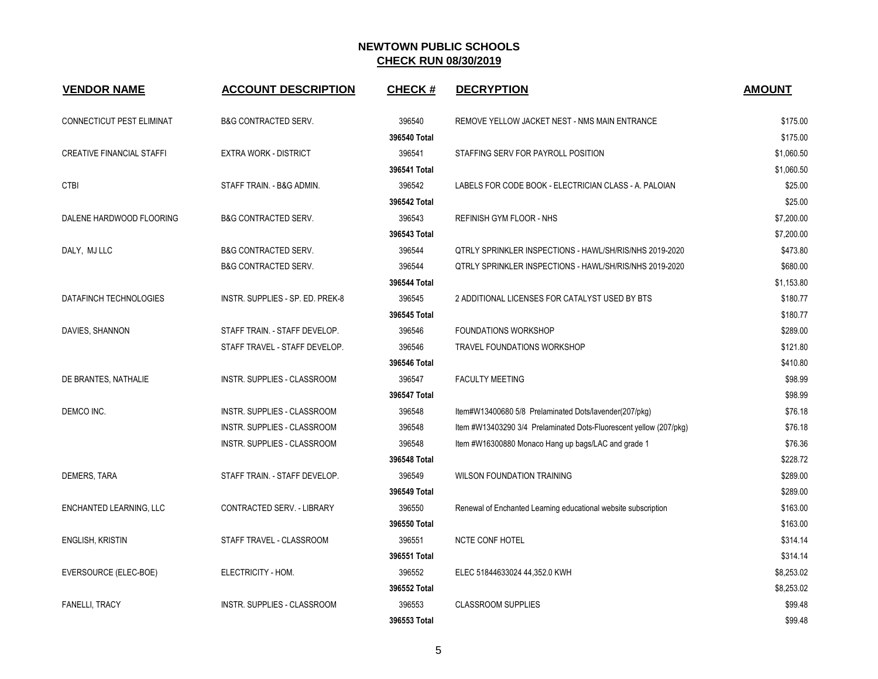## NEWTOWN PUBLIC SCHOOLS
## CHECK RUN 08/30/2019

| VENDOR NAME | ACCOUNT DESCRIPTION | CHECK # | DECRYPTION | AMOUNT |
|---|---|---|---|---|
| CONNECTICUT PEST ELIMINAT | B&G CONTRACTED SERV. | 396540 | REMOVE YELLOW JACKET NEST - NMS MAIN ENTRANCE | $175.00 |
| | | 396540 Total | | $175.00 |
| CREATIVE FINANCIAL STAFFI | EXTRA WORK - DISTRICT | 396541 | STAFFING SERV FOR PAYROLL POSITION | $1,060.50 |
| | | 396541 Total | | $1,060.50 |
| CTBI | STAFF TRAIN. - B&G ADMIN. | 396542 | LABELS FOR CODE BOOK - ELECTRICIAN CLASS - A. PALOIAN | $25.00 |
| | | 396542 Total | | $25.00 |
| DALENE HARDWOOD FLOORING | B&G CONTRACTED SERV. | 396543 | REFINISH GYM FLOOR - NHS | $7,200.00 |
| | | 396543 Total | | $7,200.00 |
| DALY, MJ LLC | B&G CONTRACTED SERV. | 396544 | QTRLY SPRINKLER INSPECTIONS - HAWL/SH/RIS/NHS 2019-2020 | $473.80 |
| | B&G CONTRACTED SERV. | 396544 | QTRLY SPRINKLER INSPECTIONS - HAWL/SH/RIS/NHS 2019-2020 | $680.00 |
| | | 396544 Total | | $1,153.80 |
| DATAFINCH TECHNOLOGIES | INSTR. SUPPLIES - SP. ED. PREK-8 | 396545 | 2 ADDITIONAL LICENSES FOR CATALYST USED BY BTS | $180.77 |
| | | 396545 Total | | $180.77 |
| DAVIES, SHANNON | STAFF TRAIN. - STAFF DEVELOP. | 396546 | FOUNDATIONS WORKSHOP | $289.00 |
| | STAFF TRAVEL - STAFF DEVELOP. | 396546 | TRAVEL FOUNDATIONS WORKSHOP | $121.80 |
| | | 396546 Total | | $410.80 |
| DE BRANTES, NATHALIE | INSTR. SUPPLIES - CLASSROOM | 396547 | FACULTY MEETING | $98.99 |
| | | 396547 Total | | $98.99 |
| DEMCO INC. | INSTR. SUPPLIES - CLASSROOM | 396548 | Item#W13400680 5/8 Prelaminated Dots/lavender(207/pkg) | $76.18 |
| | INSTR. SUPPLIES - CLASSROOM | 396548 | Item #W13403290 3/4 Prelaminated Dots-Fluorescent yellow (207/pkg) | $76.18 |
| | INSTR. SUPPLIES - CLASSROOM | 396548 | Item #W16300880 Monaco Hang up bags/LAC and grade 1 | $76.36 |
| | | 396548 Total | | $228.72 |
| DEMERS, TARA | STAFF TRAIN. - STAFF DEVELOP. | 396549 | WILSON FOUNDATION TRAINING | $289.00 |
| | | 396549 Total | | $289.00 |
| ENCHANTED LEARNING, LLC | CONTRACTED SERV. - LIBRARY | 396550 | Renewal of Enchanted Learning educational website subscription | $163.00 |
| | | 396550 Total | | $163.00 |
| ENGLISH, KRISTIN | STAFF TRAVEL - CLASSROOM | 396551 | NCTE CONF HOTEL | $314.14 |
| | | 396551 Total | | $314.14 |
| EVERSOURCE (ELEC-BOE) | ELECTRICITY - HOM. | 396552 | ELEC 51844633024 44,352.0 KWH | $8,253.02 |
| | | 396552 Total | | $8,253.02 |
| FANELLI, TRACY | INSTR. SUPPLIES - CLASSROOM | 396553 | CLASSROOM SUPPLIES | $99.48 |
| | | 396553 Total | | $99.48 |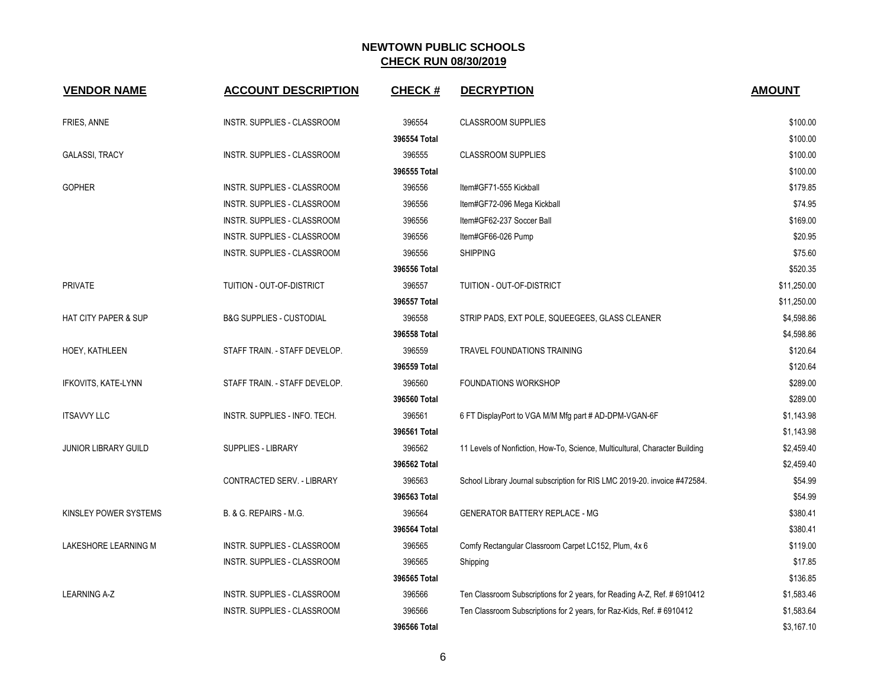# NEWTOWN PUBLIC SCHOOLS

## CHECK RUN 08/30/2019

| VENDOR NAME | ACCOUNT DESCRIPTION | CHECK # | DECRYPTION | AMOUNT |
|---|---|---|---|---|
| FRIES, ANNE | INSTR. SUPPLIES - CLASSROOM | 396554 | CLASSROOM SUPPLIES | $100.00 |
| | | 396554 Total | | $100.00 |
| GALASSI, TRACY | INSTR. SUPPLIES - CLASSROOM | 396555 | CLASSROOM SUPPLIES | $100.00 |
| | | 396555 Total | | $100.00 |
| GOPHER | INSTR. SUPPLIES - CLASSROOM | 396556 | Item#GF71-555 Kickball | $179.85 |
| | INSTR. SUPPLIES - CLASSROOM | 396556 | Item#GF72-096 Mega Kickball | $74.95 |
| | INSTR. SUPPLIES - CLASSROOM | 396556 | Item#GF62-237 Soccer Ball | $169.00 |
| | INSTR. SUPPLIES - CLASSROOM | 396556 | Item#GF66-026 Pump | $20.95 |
| | INSTR. SUPPLIES - CLASSROOM | 396556 | SHIPPING | $75.60 |
| | | 396556 Total | | $520.35 |
| PRIVATE | TUITION - OUT-OF-DISTRICT | 396557 | TUITION - OUT-OF-DISTRICT | $11,250.00 |
| | | 396557 Total | | $11,250.00 |
| HAT CITY PAPER & SUP | B&G SUPPLIES - CUSTODIAL | 396558 | STRIP PADS, EXT POLE, SQUEEGEES, GLASS CLEANER | $4,598.86 |
| | | 396558 Total | | $4,598.86 |
| HOEY, KATHLEEN | STAFF TRAIN. - STAFF DEVELOP. | 396559 | TRAVEL FOUNDATIONS TRAINING | $120.64 |
| | | 396559 Total | | $120.64 |
| IFKOVITS, KATE-LYNN | STAFF TRAIN. - STAFF DEVELOP. | 396560 | FOUNDATIONS WORKSHOP | $289.00 |
| | | 396560 Total | | $289.00 |
| ITSAVVY LLC | INSTR. SUPPLIES - INFO. TECH. | 396561 | 6 FT DisplayPort to VGA M/M Mfg part # AD-DPM-VGAN-6F | $1,143.98 |
| | | 396561 Total | | $1,143.98 |
| JUNIOR LIBRARY GUILD | SUPPLIES - LIBRARY | 396562 | 11 Levels of Nonfiction, How-To, Science, Multicultural, Character Building | $2,459.40 |
| | | 396562 Total | | $2,459.40 |
| | CONTRACTED SERV. - LIBRARY | 396563 | School Library Journal subscription for RIS LMC 2019-20. invoice #472584. | $54.99 |
| | | 396563 Total | | $54.99 |
| KINSLEY POWER SYSTEMS | B. & G. REPAIRS - M.G. | 396564 | GENERATOR BATTERY REPLACE - MG | $380.41 |
| | | 396564 Total | | $380.41 |
| LAKESHORE LEARNING M | INSTR. SUPPLIES - CLASSROOM | 396565 | Comfy Rectangular Classroom Carpet LC152, Plum, 4x 6 | $119.00 |
| | INSTR. SUPPLIES - CLASSROOM | 396565 | Shipping | $17.85 |
| | | 396565 Total | | $136.85 |
| LEARNING A-Z | INSTR. SUPPLIES - CLASSROOM | 396566 | Ten Classroom Subscriptions for 2 years, for Reading A-Z, Ref. # 6910412 | $1,583.46 |
| | INSTR. SUPPLIES - CLASSROOM | 396566 | Ten Classroom Subscriptions for 2 years, for Raz-Kids, Ref. # 6910412 | $1,583.64 |
| | | 396566 Total | | $3,167.10 |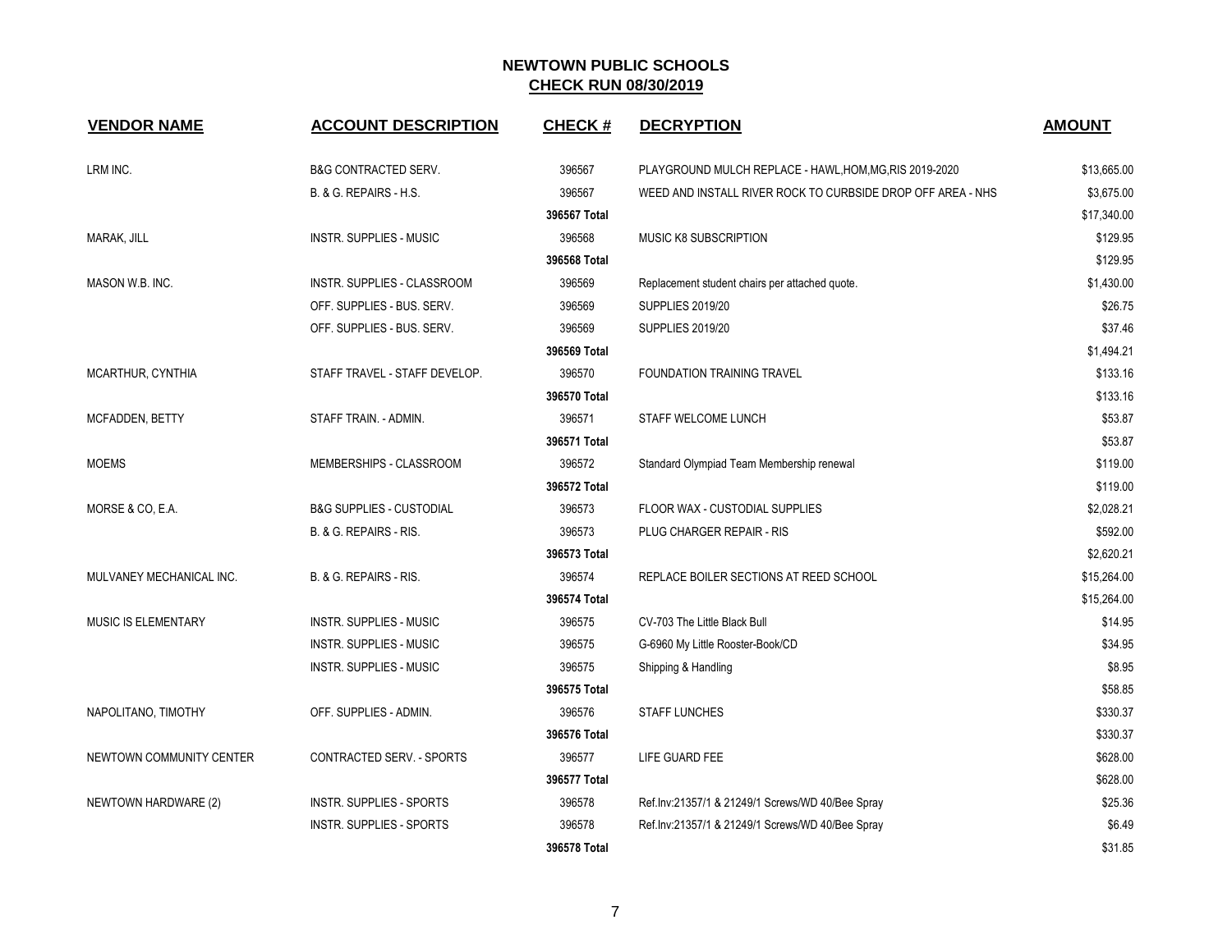# NEWTOWN PUBLIC SCHOOLS

## CHECK RUN 08/30/2019

| VENDOR NAME | ACCOUNT DESCRIPTION | CHECK # | DECRYPTION | AMOUNT |
|---|---|---|---|---|
| LRM INC. | B&G CONTRACTED SERV. | 396567 | PLAYGROUND MULCH REPLACE - HAWL,HOM,MG,RIS 2019-2020 | $13,665.00 |
| | B. & G. REPAIRS - H.S. | 396567 | WEED AND INSTALL RIVER ROCK TO CURBSIDE DROP OFF AREA - NHS | $3,675.00 |
| | | **396567 Total** | | $17,340.00 |
| MARAK, JILL | INSTR. SUPPLIES - MUSIC | 396568 | MUSIC K8 SUBSCRIPTION | $129.95 |
| | | **396568 Total** | | $129.95 |
| MASON W.B. INC. | INSTR. SUPPLIES - CLASSROOM | 396569 | Replacement student chairs per attached quote. | $1,430.00 |
| | OFF. SUPPLIES - BUS. SERV. | 396569 | SUPPLIES 2019/20 | $26.75 |
| | OFF. SUPPLIES - BUS. SERV. | 396569 | SUPPLIES 2019/20 | $37.46 |
| | | **396569 Total** | | $1,494.21 |
| MCARTHUR, CYNTHIA | STAFF TRAVEL - STAFF DEVELOP. | 396570 | FOUNDATION TRAINING TRAVEL | $133.16 |
| | | **396570 Total** | | $133.16 |
| MCFADDEN, BETTY | STAFF TRAIN. - ADMIN. | 396571 | STAFF WELCOME LUNCH | $53.87 |
| | | **396571 Total** | | $53.87 |
| MOEMS | MEMBERSHIPS - CLASSROOM | 396572 | Standard Olympiad Team Membership renewal | $119.00 |
| | | **396572 Total** | | $119.00 |
| MORSE & CO, E.A. | B&G SUPPLIES - CUSTODIAL | 396573 | FLOOR WAX - CUSTODIAL SUPPLIES | $2,028.21 |
| | B. & G. REPAIRS - RIS. | 396573 | PLUG CHARGER REPAIR - RIS | $592.00 |
| | | **396573 Total** | | $2,620.21 |
| MULVANEY MECHANICAL INC. | B. & G. REPAIRS - RIS. | 396574 | REPLACE BOILER SECTIONS AT REED SCHOOL | $15,264.00 |
| | | **396574 Total** | | $15,264.00 |
| MUSIC IS ELEMENTARY | INSTR. SUPPLIES - MUSIC | 396575 | CV-703 The Little Black Bull | $14.95 |
| | INSTR. SUPPLIES - MUSIC | 396575 | G-6960 My Little Rooster-Book/CD | $34.95 |
| | INSTR. SUPPLIES - MUSIC | 396575 | Shipping & Handling | $8.95 |
| | | **396575 Total** | | $58.85 |
| NAPOLITANO, TIMOTHY | OFF. SUPPLIES - ADMIN. | 396576 | STAFF LUNCHES | $330.37 |
| | | **396576 Total** | | $330.37 |
| NEWTOWN COMMUNITY CENTER | CONTRACTED SERV. - SPORTS | 396577 | LIFE GUARD FEE | $628.00 |
| | | **396577 Total** | | $628.00 |
| NEWTOWN HARDWARE (2) | INSTR. SUPPLIES - SPORTS | 396578 | Ref.Inv:21357/1 & 21249/1 Screws/WD 40/Bee Spray | $25.36 |
| | INSTR. SUPPLIES - SPORTS | 396578 | Ref.Inv:21357/1 & 21249/1 Screws/WD 40/Bee Spray | $6.49 |
| | | **396578 Total** | | $31.85 |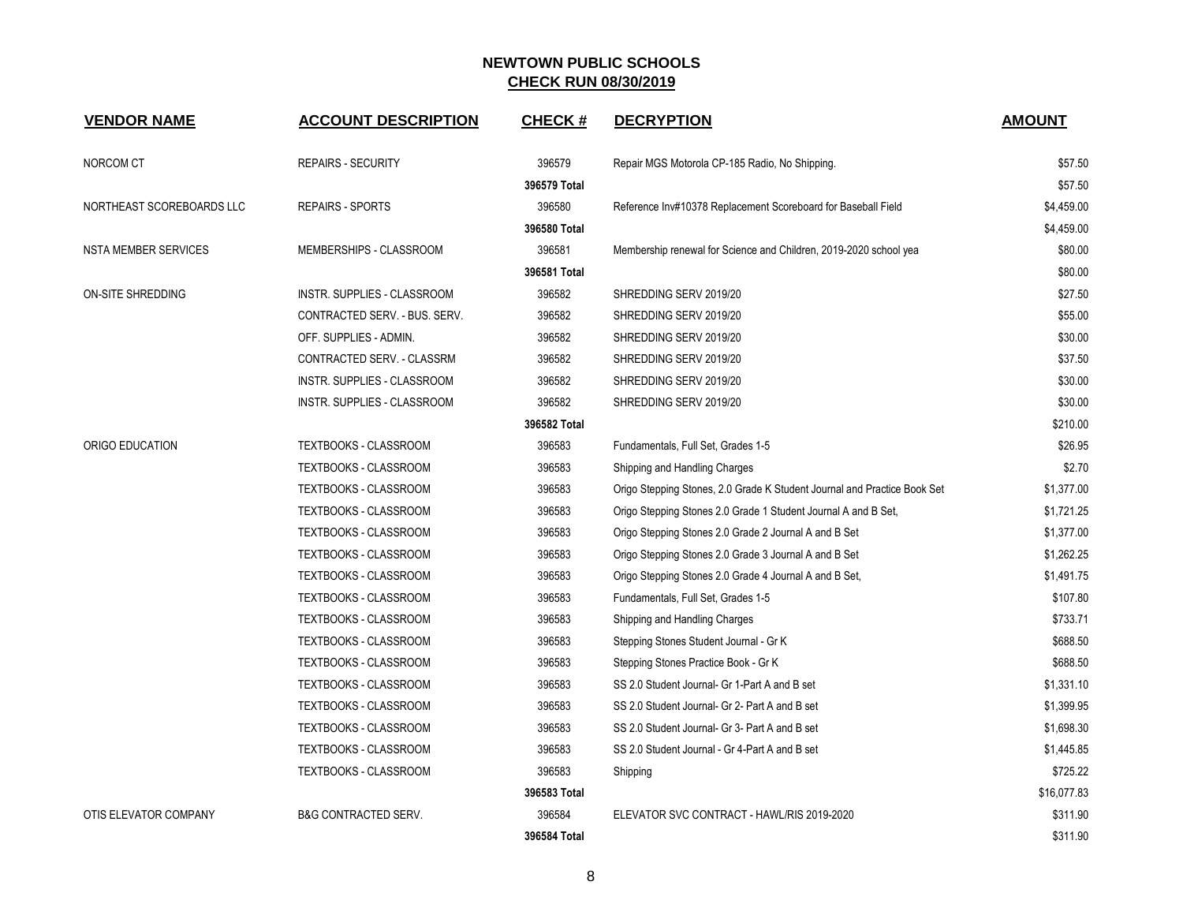# NEWTOWN PUBLIC SCHOOLS

## CHECK RUN 08/30/2019

| VENDOR NAME | ACCOUNT DESCRIPTION | CHECK # | DECRYPTION | AMOUNT |
|---|---|---|---|---|
| NORCOM CT | REPAIRS - SECURITY | 396579 | Repair MGS Motorola CP-185 Radio, No Shipping. | $57.50 |
| | | 396579 Total | | $57.50 |
| NORTHEAST SCOREBOARDS LLC | REPAIRS - SPORTS | 396580 | Reference Inv#10378 Replacement Scoreboard for Baseball Field | $4,459.00 |
| | | 396580 Total | | $4,459.00 |
| NSTA MEMBER SERVICES | MEMBERSHIPS - CLASSROOM | 396581 | Membership renewal for Science and Children, 2019-2020 school yea | $80.00 |
| | | 396581 Total | | $80.00 |
| ON-SITE SHREDDING | INSTR. SUPPLIES - CLASSROOM | 396582 | SHREDDING SERV 2019/20 | $27.50 |
| | CONTRACTED SERV. - BUS. SERV. | 396582 | SHREDDING SERV 2019/20 | $55.00 |
| | OFF. SUPPLIES - ADMIN. | 396582 | SHREDDING SERV 2019/20 | $30.00 |
| | CONTRACTED SERV. - CLASSRM | 396582 | SHREDDING SERV 2019/20 | $37.50 |
| | INSTR. SUPPLIES - CLASSROOM | 396582 | SHREDDING SERV 2019/20 | $30.00 |
| | INSTR. SUPPLIES - CLASSROOM | 396582 | SHREDDING SERV 2019/20 | $30.00 |
| | | 396582 Total | | $210.00 |
| ORIGO EDUCATION | TEXTBOOKS - CLASSROOM | 396583 | Fundamentals, Full Set, Grades 1-5 | $26.95 |
| | TEXTBOOKS - CLASSROOM | 396583 | Shipping and Handling Charges | $2.70 |
| | TEXTBOOKS - CLASSROOM | 396583 | Origo Stepping Stones, 2.0 Grade K Student Journal and Practice Book Set | $1,377.00 |
| | TEXTBOOKS - CLASSROOM | 396583 | Origo Stepping Stones 2.0 Grade 1 Student Journal A and B Set, | $1,721.25 |
| | TEXTBOOKS - CLASSROOM | 396583 | Origo Stepping Stones 2.0 Grade 2 Journal A and B Set | $1,377.00 |
| | TEXTBOOKS - CLASSROOM | 396583 | Origo Stepping Stones 2.0 Grade 3 Journal A and B Set | $1,262.25 |
| | TEXTBOOKS - CLASSROOM | 396583 | Origo Stepping Stones 2.0 Grade 4 Journal A and B Set, | $1,491.75 |
| | TEXTBOOKS - CLASSROOM | 396583 | Fundamentals, Full Set, Grades 1-5 | $107.80 |
| | TEXTBOOKS - CLASSROOM | 396583 | Shipping and Handling Charges | $733.71 |
| | TEXTBOOKS - CLASSROOM | 396583 | Stepping Stones Student Journal - Gr K | $688.50 |
| | TEXTBOOKS - CLASSROOM | 396583 | Stepping Stones Practice Book - Gr K | $688.50 |
| | TEXTBOOKS - CLASSROOM | 396583 | SS 2.0 Student Journal- Gr 1-Part A and B set | $1,331.10 |
| | TEXTBOOKS - CLASSROOM | 396583 | SS 2.0 Student Journal- Gr 2- Part A and B set | $1,399.95 |
| | TEXTBOOKS - CLASSROOM | 396583 | SS 2.0 Student Journal- Gr 3- Part A and B set | $1,698.30 |
| | TEXTBOOKS - CLASSROOM | 396583 | SS 2.0 Student Journal - Gr 4-Part A and B set | $1,445.85 |
| | TEXTBOOKS - CLASSROOM | 396583 | Shipping | $725.22 |
| | | 396583 Total | | $16,077.83 |
| OTIS ELEVATOR COMPANY | B&G CONTRACTED SERV. | 396584 | ELEVATOR SVC CONTRACT - HAWL/RIS 2019-2020 | $311.90 |
| | | 396584 Total | | $311.90 |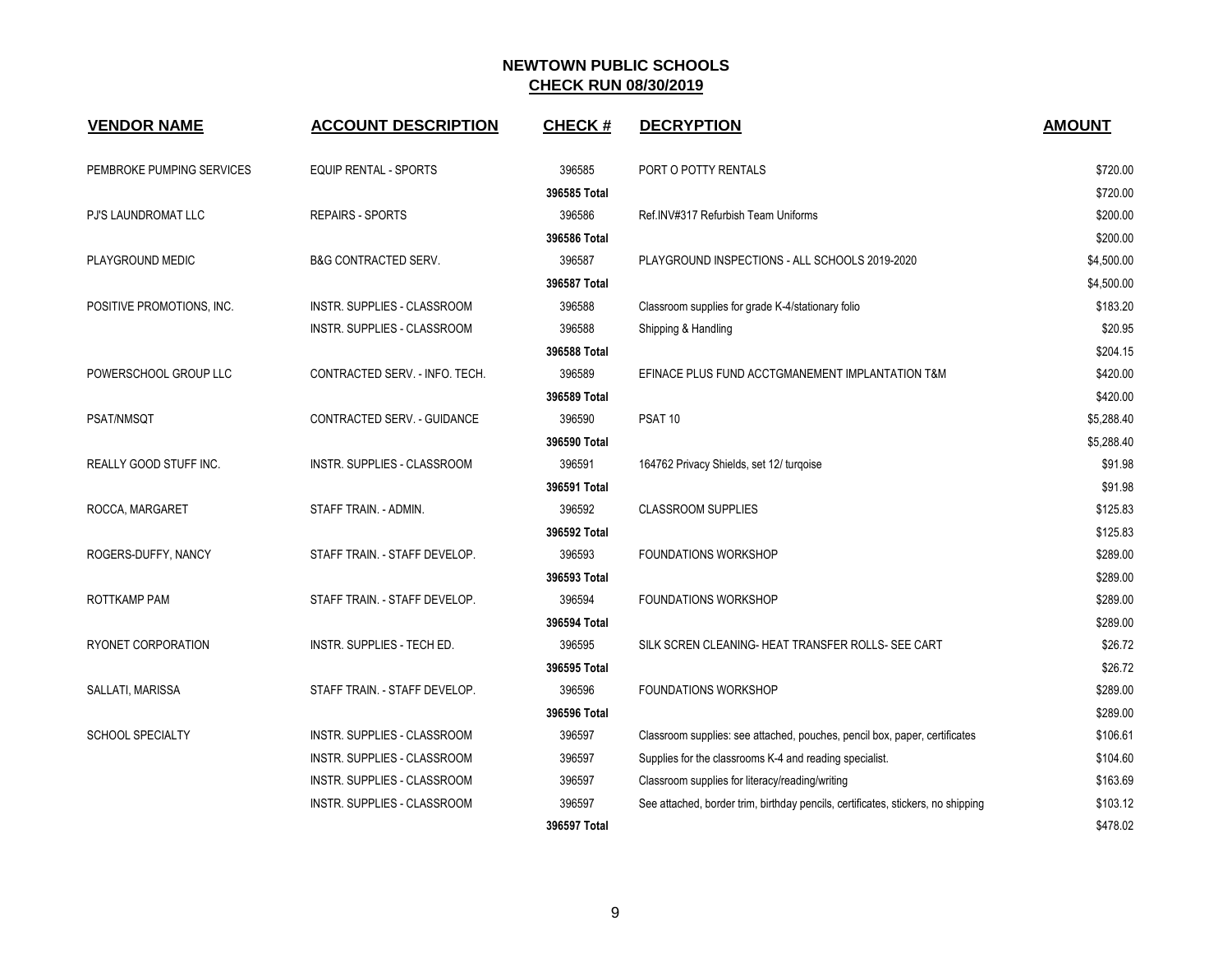# NEWTOWN PUBLIC SCHOOLS
## CHECK RUN 08/30/2019

| VENDOR NAME | ACCOUNT DESCRIPTION | CHECK # | DECRYPTION | AMOUNT |
|---|---|---|---|---|
| PEMBROKE PUMPING SERVICES | EQUIP RENTAL - SPORTS | 396585 | PORT O POTTY RENTALS | $720.00 |
| | | **396585 Total** | | $720.00 |
| PJ'S LAUNDROMAT LLC | REPAIRS - SPORTS | 396586 | Ref.INV#317 Refurbish Team Uniforms | $200.00 |
| | | **396586 Total** | | $200.00 |
| PLAYGROUND MEDIC | B&G CONTRACTED SERV. | 396587 | PLAYGROUND INSPECTIONS - ALL SCHOOLS 2019-2020 | $4,500.00 |
| | | **396587 Total** | | $4,500.00 |
| POSITIVE PROMOTIONS, INC. | INSTR. SUPPLIES - CLASSROOM | 396588 | Classroom supplies for grade K-4/stationary folio | $183.20 |
| | INSTR. SUPPLIES - CLASSROOM | 396588 | Shipping & Handling | $20.95 |
| | | **396588 Total** | | $204.15 |
| POWERSCHOOL GROUP LLC | CONTRACTED SERV. - INFO. TECH. | 396589 | EFINACE PLUS FUND ACCTGMANEMENT IMPLANTATION T&M | $420.00 |
| | | **396589 Total** | | $420.00 |
| PSAT/NMSQT | CONTRACTED SERV. - GUIDANCE | 396590 | PSAT 10 | $5,288.40 |
| | | **396590 Total** | | $5,288.40 |
| REALLY GOOD STUFF INC. | INSTR. SUPPLIES - CLASSROOM | 396591 | 164762 Privacy Shields, set 12/ turqoise | $91.98 |
| | | **396591 Total** | | $91.98 |
| ROCCA, MARGARET | STAFF TRAIN. - ADMIN. | 396592 | CLASSROOM SUPPLIES | $125.83 |
| | | **396592 Total** | | $125.83 |
| ROGERS-DUFFY, NANCY | STAFF TRAIN. - STAFF DEVELOP. | 396593 | FOUNDATIONS WORKSHOP | $289.00 |
| | | **396593 Total** | | $289.00 |
| ROTTKAMP PAM | STAFF TRAIN. - STAFF DEVELOP. | 396594 | FOUNDATIONS WORKSHOP | $289.00 |
| | | **396594 Total** | | $289.00 |
| RYONET CORPORATION | INSTR. SUPPLIES - TECH ED. | 396595 | SILK SCREN CLEANING- HEAT TRANSFER ROLLS- SEE CART | $26.72 |
| | | **396595 Total** | | $26.72 |
| SALLATI, MARISSA | STAFF TRAIN. - STAFF DEVELOP. | 396596 | FOUNDATIONS WORKSHOP | $289.00 |
| | | **396596 Total** | | $289.00 |
| SCHOOL SPECIALTY | INSTR. SUPPLIES - CLASSROOM | 396597 | Classroom supplies: see attached, pouches, pencil box, paper, certificates | $106.61 |
| | INSTR. SUPPLIES - CLASSROOM | 396597 | Supplies for the classrooms K-4 and reading specialist. | $104.60 |
| | INSTR. SUPPLIES - CLASSROOM | 396597 | Classroom supplies for literacy/reading/writing | $163.69 |
| | INSTR. SUPPLIES - CLASSROOM | 396597 | See attached, border trim, birthday pencils, certificates, stickers, no shipping | $103.12 |
| | | **396597 Total** | | $478.02 |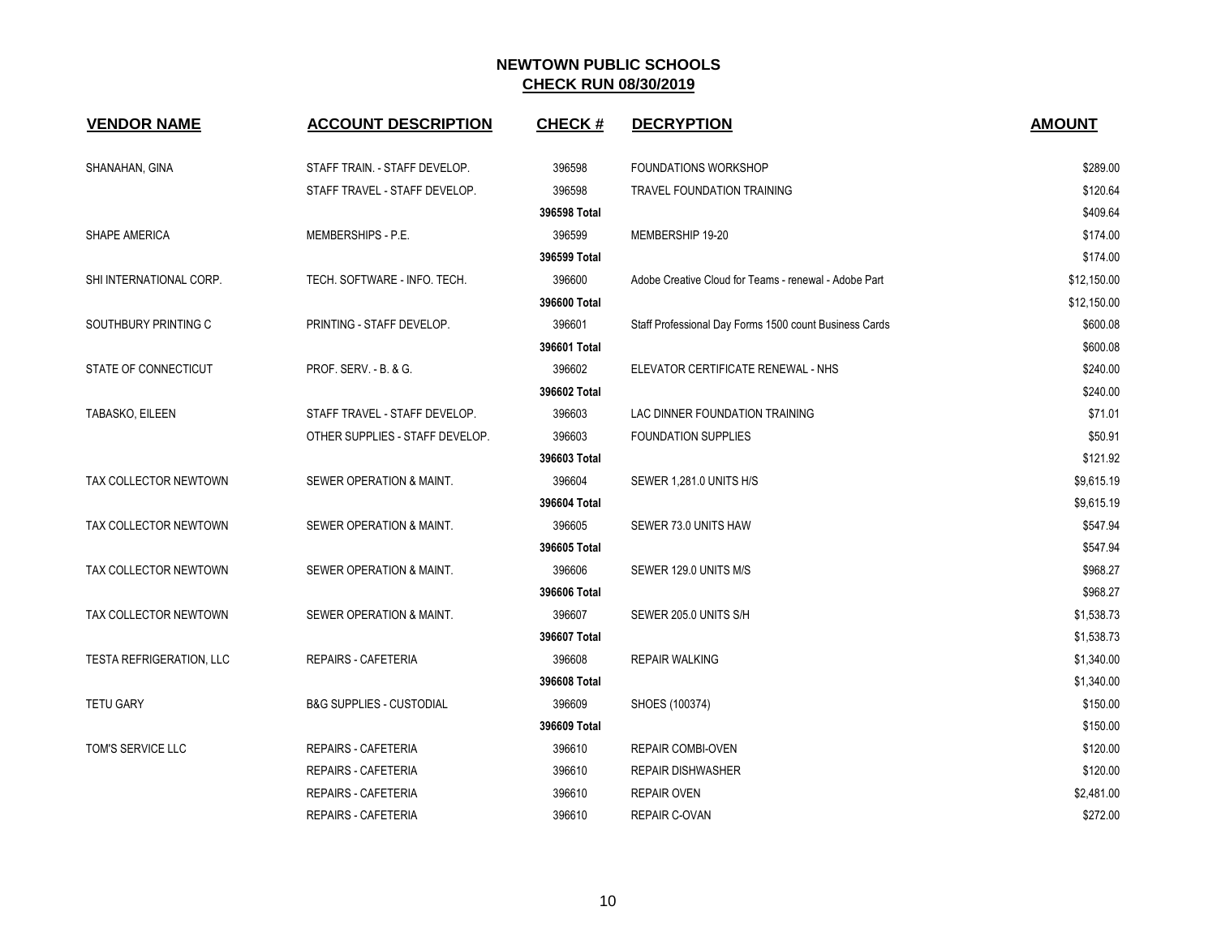## NEWTOWN PUBLIC SCHOOLS

## CHECK RUN 08/30/2019

| VENDOR NAME | ACCOUNT DESCRIPTION | CHECK # | DECRYPTION | AMOUNT |
|---|---|---|---|---|
| SHANAHAN, GINA | STAFF TRAIN. - STAFF DEVELOP. | 396598 | FOUNDATIONS WORKSHOP | $289.00 |
| | STAFF TRAVEL - STAFF DEVELOP. | 396598 | TRAVEL FOUNDATION TRAINING | $120.64 |
| | | 396598 Total | | $409.64 |
| SHAPE AMERICA | MEMBERSHIPS - P.E. | 396599 | MEMBERSHIP 19-20 | $174.00 |
| | | 396599 Total | | $174.00 |
| SHI INTERNATIONAL CORP. | TECH. SOFTWARE - INFO. TECH. | 396600 | Adobe Creative Cloud for Teams - renewal - Adobe Part | $12,150.00 |
| | | 396600 Total | | $12,150.00 |
| SOUTHBURY PRINTING C | PRINTING - STAFF DEVELOP. | 396601 | Staff Professional Day Forms 1500 count Business Cards | $600.08 |
| | | 396601 Total | | $600.08 |
| STATE OF CONNECTICUT | PROF. SERV. - B. & G. | 396602 | ELEVATOR CERTIFICATE RENEWAL - NHS | $240.00 |
| | | 396602 Total | | $240.00 |
| TABASKO, EILEEN | STAFF TRAVEL - STAFF DEVELOP. | 396603 | LAC DINNER FOUNDATION TRAINING | $71.01 |
| | OTHER SUPPLIES - STAFF DEVELOP. | 396603 | FOUNDATION SUPPLIES | $50.91 |
| | | 396603 Total | | $121.92 |
| TAX COLLECTOR NEWTOWN | SEWER OPERATION & MAINT. | 396604 | SEWER 1,281.0 UNITS H/S | $9,615.19 |
| | | 396604 Total | | $9,615.19 |
| TAX COLLECTOR NEWTOWN | SEWER OPERATION & MAINT. | 396605 | SEWER 73.0 UNITS HAW | $547.94 |
| | | 396605 Total | | $547.94 |
| TAX COLLECTOR NEWTOWN | SEWER OPERATION & MAINT. | 396606 | SEWER 129.0 UNITS M/S | $968.27 |
| | | 396606 Total | | $968.27 |
| TAX COLLECTOR NEWTOWN | SEWER OPERATION & MAINT. | 396607 | SEWER 205.0 UNITS S/H | $1,538.73 |
| | | 396607 Total | | $1,538.73 |
| TESTA REFRIGERATION, LLC | REPAIRS - CAFETERIA | 396608 | REPAIR WALKING | $1,340.00 |
| | | 396608 Total | | $1,340.00 |
| TETU GARY | B&G SUPPLIES - CUSTODIAL | 396609 | SHOES (100374) | $150.00 |
| | | 396609 Total | | $150.00 |
| TOM'S SERVICE LLC | REPAIRS - CAFETERIA | 396610 | REPAIR COMBI-OVEN | $120.00 |
| | REPAIRS - CAFETERIA | 396610 | REPAIR DISHWASHER | $120.00 |
| | REPAIRS - CAFETERIA | 396610 | REPAIR OVEN | $2,481.00 |
| | REPAIRS - CAFETERIA | 396610 | REPAIR C-OVAN | $272.00 |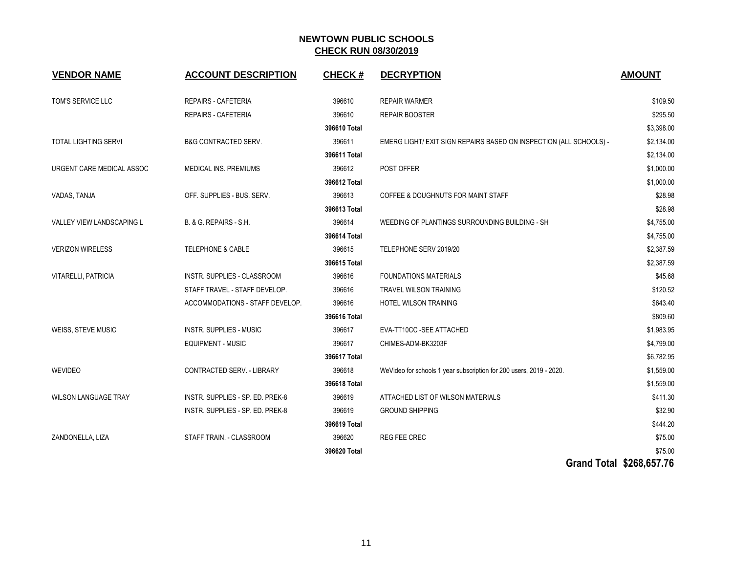## NEWTOWN PUBLIC SCHOOLS
## CHECK RUN 08/30/2019

| VENDOR NAME | ACCOUNT DESCRIPTION | CHECK # | DECRYPTION | AMOUNT |
|---|---|---|---|---|
| TOM'S SERVICE LLC | REPAIRS - CAFETERIA | 396610 | REPAIR WARMER | $109.50 |
| | REPAIRS - CAFETERIA | 396610 | REPAIR BOOSTER | $295.50 |
| | | **396610 Total** | | $3,398.00 |
| TOTAL LIGHTING SERVI | B&G CONTRACTED SERV. | 396611 | EMERG LIGHT/ EXIT SIGN REPAIRS BASED ON INSPECTION (ALL SCHOOLS) - | $2,134.00 |
| | | **396611 Total** | | $2,134.00 |
| URGENT CARE MEDICAL ASSOC | MEDICAL INS. PREMIUMS | 396612 | POST OFFER | $1,000.00 |
| | | **396612 Total** | | $1,000.00 |
| VADAS, TANJA | OFF. SUPPLIES - BUS. SERV. | 396613 | COFFEE & DOUGHNUTS FOR MAINT STAFF | $28.98 |
| | | **396613 Total** | | $28.98 |
| VALLEY VIEW LANDSCAPING L | B. & G. REPAIRS - S.H. | 396614 | WEEDING OF PLANTINGS SURROUNDING BUILDING - SH | $4,755.00 |
| | | **396614 Total** | | $4,755.00 |
| VERIZON WIRELESS | TELEPHONE & CABLE | 396615 | TELEPHONE SERV 2019/20 | $2,387.59 |
| | | **396615 Total** | | $2,387.59 |
| VITARELLI, PATRICIA | INSTR. SUPPLIES - CLASSROOM | 396616 | FOUNDATIONS MATERIALS | $45.68 |
| | STAFF TRAVEL - STAFF DEVELOP. | 396616 | TRAVEL WILSON TRAINING | $120.52 |
| | ACCOMMODATIONS - STAFF DEVELOP. | 396616 | HOTEL WILSON TRAINING | $643.40 |
| | | **396616 Total** | | $809.60 |
| WEISS, STEVE MUSIC | INSTR. SUPPLIES - MUSIC | 396617 | EVA-TT10CC -SEE ATTACHED | $1,983.95 |
| | EQUIPMENT - MUSIC | 396617 | CHIMES-ADM-BK3203F | $4,799.00 |
| | | **396617 Total** | | $6,782.95 |
| WEVIDEO | CONTRACTED SERV. - LIBRARY | 396618 | WeVideo for schools 1 year subscription for 200 users, 2019 - 2020. | $1,559.00 |
| | | **396618 Total** | | $1,559.00 |
| WILSON LANGUAGE TRAY | INSTR. SUPPLIES - SP. ED. PREK-8 | 396619 | ATTACHED LIST OF WILSON MATERIALS | $411.30 |
| | INSTR. SUPPLIES - SP. ED. PREK-8 | 396619 | GROUND SHIPPING | $32.90 |
| | | **396619 Total** | | $444.20 |
| ZANDONELLA, LIZA | STAFF TRAIN. - CLASSROOM | 396620 | REG FEE CREC | $75.00 |
| | | **396620 Total** | | $75.00 |
| | | | **Grand Total** | **$268,657.76** |